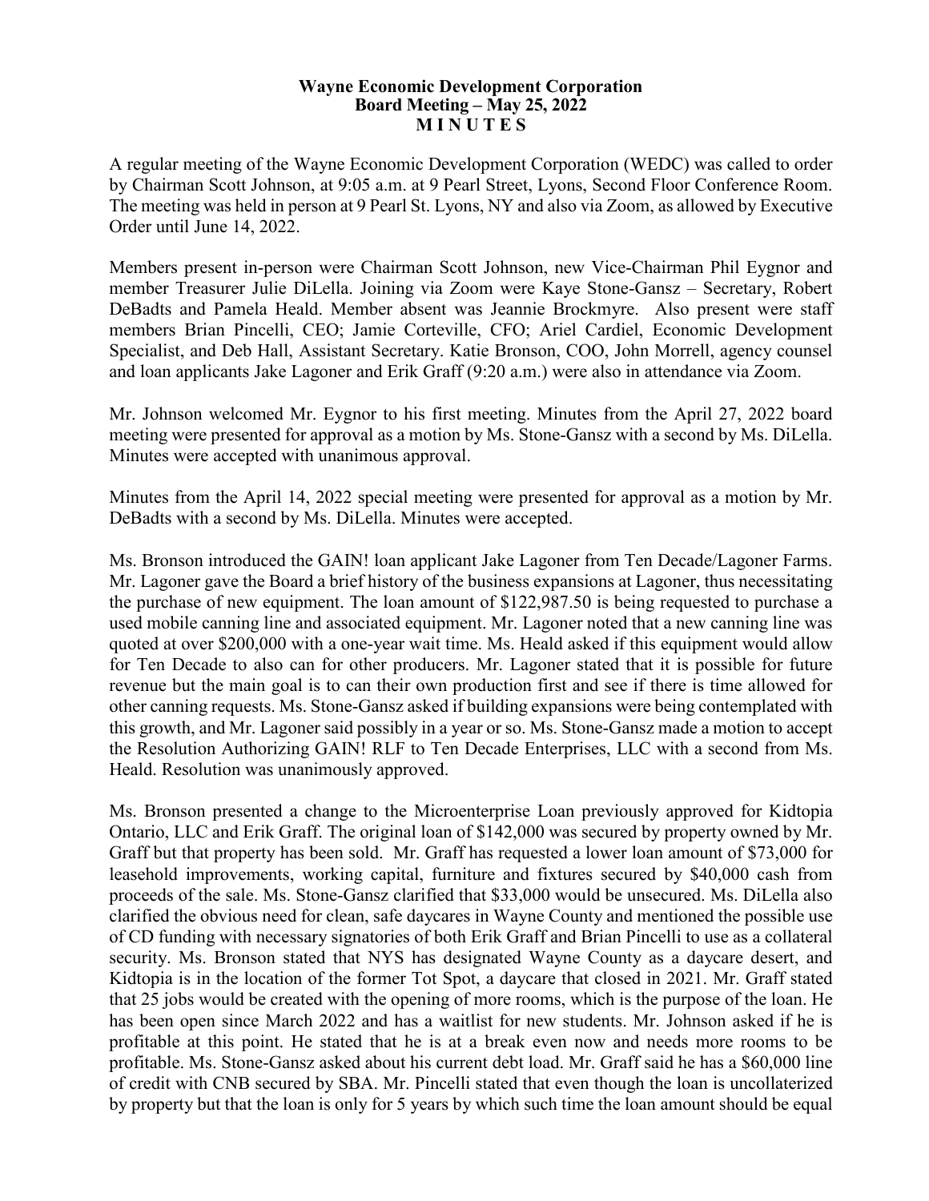**Wayne Economic Development Corporation**
**Board Meeting – May 25, 2022**
**M I N U T E S**

A regular meeting of the Wayne Economic Development Corporation (WEDC) was called to order by Chairman Scott Johnson, at 9:05 a.m. at 9 Pearl Street, Lyons, Second Floor Conference Room. The meeting was held in person at 9 Pearl St. Lyons, NY and also via Zoom, as allowed by Executive Order until June 14, 2022.

Members present in-person were Chairman Scott Johnson, new Vice-Chairman Phil Eygnor and member Treasurer Julie DiLella. Joining via Zoom were Kaye Stone-Gansz – Secretary, Robert DeBadts and Pamela Heald. Member absent was Jeannie Brockmyre. Also present were staff members Brian Pincelli, CEO; Jamie Corteville, CFO; Ariel Cardiel, Economic Development Specialist, and Deb Hall, Assistant Secretary. Katie Bronson, COO, John Morrell, agency counsel and loan applicants Jake Lagoner and Erik Graff (9:20 a.m.) were also in attendance via Zoom.

Mr. Johnson welcomed Mr. Eygnor to his first meeting. Minutes from the April 27, 2022 board meeting were presented for approval as a motion by Ms. Stone-Gansz with a second by Ms. DiLella. Minutes were accepted with unanimous approval.

Minutes from the April 14, 2022 special meeting were presented for approval as a motion by Mr. DeBadts with a second by Ms. DiLella. Minutes were accepted.

Ms. Bronson introduced the GAIN! loan applicant Jake Lagoner from Ten Decade/Lagoner Farms. Mr. Lagoner gave the Board a brief history of the business expansions at Lagoner, thus necessitating the purchase of new equipment. The loan amount of $122,987.50 is being requested to purchase a used mobile canning line and associated equipment. Mr. Lagoner noted that a new canning line was quoted at over $200,000 with a one-year wait time. Ms. Heald asked if this equipment would allow for Ten Decade to also can for other producers. Mr. Lagoner stated that it is possible for future revenue but the main goal is to can their own production first and see if there is time allowed for other canning requests. Ms. Stone-Gansz asked if building expansions were being contemplated with this growth, and Mr. Lagoner said possibly in a year or so. Ms. Stone-Gansz made a motion to accept the Resolution Authorizing GAIN! RLF to Ten Decade Enterprises, LLC with a second from Ms. Heald. Resolution was unanimously approved.

Ms. Bronson presented a change to the Microenterprise Loan previously approved for Kidtopia Ontario, LLC and Erik Graff. The original loan of $142,000 was secured by property owned by Mr. Graff but that property has been sold. Mr. Graff has requested a lower loan amount of $73,000 for leasehold improvements, working capital, furniture and fixtures secured by $40,000 cash from proceeds of the sale. Ms. Stone-Gansz clarified that $33,000 would be unsecured. Ms. DiLella also clarified the obvious need for clean, safe daycares in Wayne County and mentioned the possible use of CD funding with necessary signatories of both Erik Graff and Brian Pincelli to use as a collateral security. Ms. Bronson stated that NYS has designated Wayne County as a daycare desert, and Kidtopia is in the location of the former Tot Spot, a daycare that closed in 2021. Mr. Graff stated that 25 jobs would be created with the opening of more rooms, which is the purpose of the loan. He has been open since March 2022 and has a waitlist for new students. Mr. Johnson asked if he is profitable at this point. He stated that he is at a break even now and needs more rooms to be profitable. Ms. Stone-Gansz asked about his current debt load. Mr. Graff said he has a $60,000 line of credit with CNB secured by SBA. Mr. Pincelli stated that even though the loan is uncollaterized by property but that the loan is only for 5 years by which such time the loan amount should be equal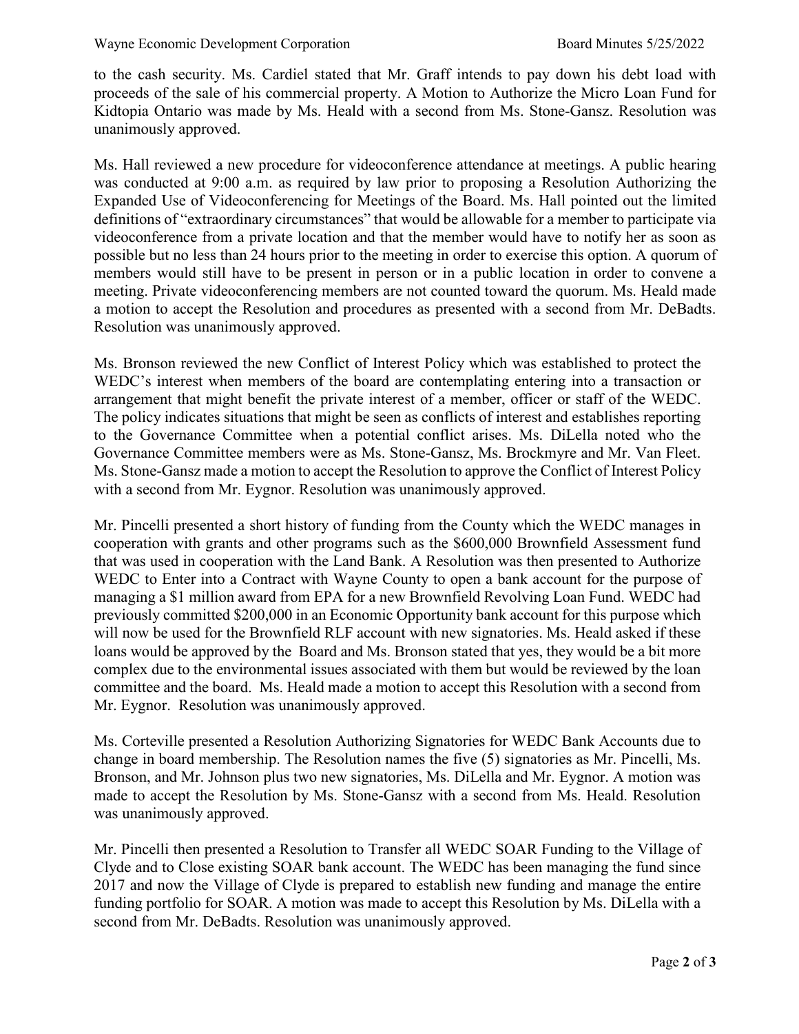to the cash security. Ms. Cardiel stated that Mr. Graff intends to pay down his debt load with proceeds of the sale of his commercial property. A Motion to Authorize the Micro Loan Fund for Kidtopia Ontario was made by Ms. Heald with a second from Ms. Stone-Gansz. Resolution was unanimously approved.

Ms. Hall reviewed a new procedure for videoconference attendance at meetings. A public hearing was conducted at 9:00 a.m. as required by law prior to proposing a Resolution Authorizing the Expanded Use of Videoconferencing for Meetings of the Board. Ms. Hall pointed out the limited definitions of "extraordinary circumstances" that would be allowable for a member to participate via videoconference from a private location and that the member would have to notify her as soon as possible but no less than 24 hours prior to the meeting in order to exercise this option. A quorum of members would still have to be present in person or in a public location in order to convene a meeting. Private videoconferencing members are not counted toward the quorum. Ms. Heald made a motion to accept the Resolution and procedures as presented with a second from Mr. DeBadts. Resolution was unanimously approved.

Ms. Bronson reviewed the new Conflict of Interest Policy which was established to protect the WEDC's interest when members of the board are contemplating entering into a transaction or arrangement that might benefit the private interest of a member, officer or staff of the WEDC. The policy indicates situations that might be seen as conflicts of interest and establishes reporting to the Governance Committee when a potential conflict arises. Ms. DiLella noted who the Governance Committee members were as Ms. Stone-Gansz, Ms. Brockmyre and Mr. Van Fleet. Ms. Stone-Gansz made a motion to accept the Resolution to approve the Conflict of Interest Policy with a second from Mr. Eygnor. Resolution was unanimously approved.

Mr. Pincelli presented a short history of funding from the County which the WEDC manages in cooperation with grants and other programs such as the $600,000 Brownfield Assessment fund that was used in cooperation with the Land Bank. A Resolution was then presented to Authorize WEDC to Enter into a Contract with Wayne County to open a bank account for the purpose of managing a $1 million award from EPA for a new Brownfield Revolving Loan Fund. WEDC had previously committed $200,000 in an Economic Opportunity bank account for this purpose which will now be used for the Brownfield RLF account with new signatories. Ms. Heald asked if these loans would be approved by the Board and Ms. Bronson stated that yes, they would be a bit more complex due to the environmental issues associated with them but would be reviewed by the loan committee and the board. Ms. Heald made a motion to accept this Resolution with a second from Mr. Eygnor. Resolution was unanimously approved.

Ms. Corteville presented a Resolution Authorizing Signatories for WEDC Bank Accounts due to change in board membership. The Resolution names the five (5) signatories as Mr. Pincelli, Ms. Bronson, and Mr. Johnson plus two new signatories, Ms. DiLella and Mr. Eygnor. A motion was made to accept the Resolution by Ms. Stone-Gansz with a second from Ms. Heald. Resolution was unanimously approved.

Mr. Pincelli then presented a Resolution to Transfer all WEDC SOAR Funding to the Village of Clyde and to Close existing SOAR bank account. The WEDC has been managing the fund since 2017 and now the Village of Clyde is prepared to establish new funding and manage the entire funding portfolio for SOAR. A motion was made to accept this Resolution by Ms. DiLella with a second from Mr. DeBadts. Resolution was unanimously approved.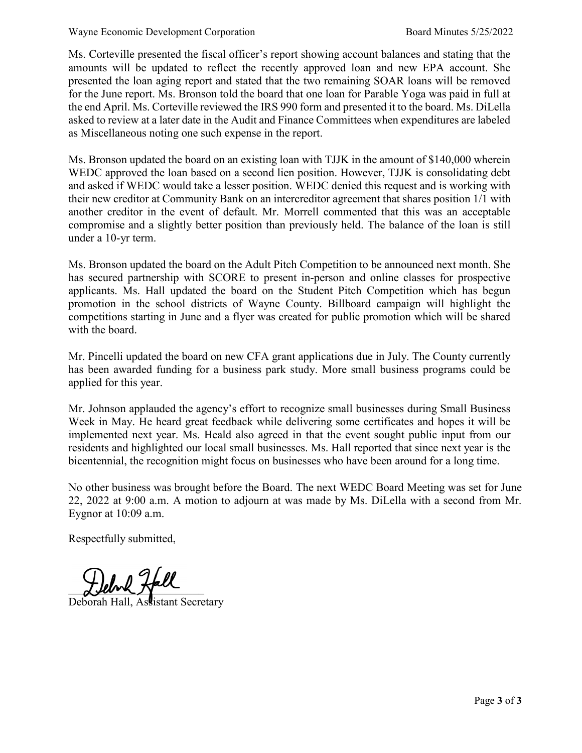Ms. Corteville presented the fiscal officer's report showing account balances and stating that the amounts will be updated to reflect the recently approved loan and new EPA account. She presented the loan aging report and stated that the two remaining SOAR loans will be removed for the June report. Ms. Bronson told the board that one loan for Parable Yoga was paid in full at the end April. Ms. Corteville reviewed the IRS 990 form and presented it to the board. Ms. DiLella asked to review at a later date in the Audit and Finance Committees when expenditures are labeled as Miscellaneous noting one such expense in the report.

Ms. Bronson updated the board on an existing loan with TJJK in the amount of $140,000 wherein WEDC approved the loan based on a second lien position. However, TJJK is consolidating debt and asked if WEDC would take a lesser position. WEDC denied this request and is working with their new creditor at Community Bank on an intercreditor agreement that shares position 1/1 with another creditor in the event of default. Mr. Morrell commented that this was an acceptable compromise and a slightly better position than previously held. The balance of the loan is still under a 10-yr term.

Ms. Bronson updated the board on the Adult Pitch Competition to be announced next month. She has secured partnership with SCORE to present in-person and online classes for prospective applicants. Ms. Hall updated the board on the Student Pitch Competition which has begun promotion in the school districts of Wayne County. Billboard campaign will highlight the competitions starting in June and a flyer was created for public promotion which will be shared with the board.

Mr. Pincelli updated the board on new CFA grant applications due in July. The County currently has been awarded funding for a business park study. More small business programs could be applied for this year.

Mr. Johnson applauded the agency's effort to recognize small businesses during Small Business Week in May. He heard great feedback while delivering some certificates and hopes it will be implemented next year. Ms. Heald also agreed in that the event sought public input from our residents and highlighted our local small businesses. Ms. Hall reported that since next year is the bicentennial, the recognition might focus on businesses who have been around for a long time.

No other business was brought before the Board. The next WEDC Board Meeting was set for June 22, 2022 at 9:00 a.m. A motion to adjourn at was made by Ms. DiLella with a second from Mr. Eygnor at 10:09 a.m.

Respectfully submitted,

Deborah Hall, Assistant Secretary